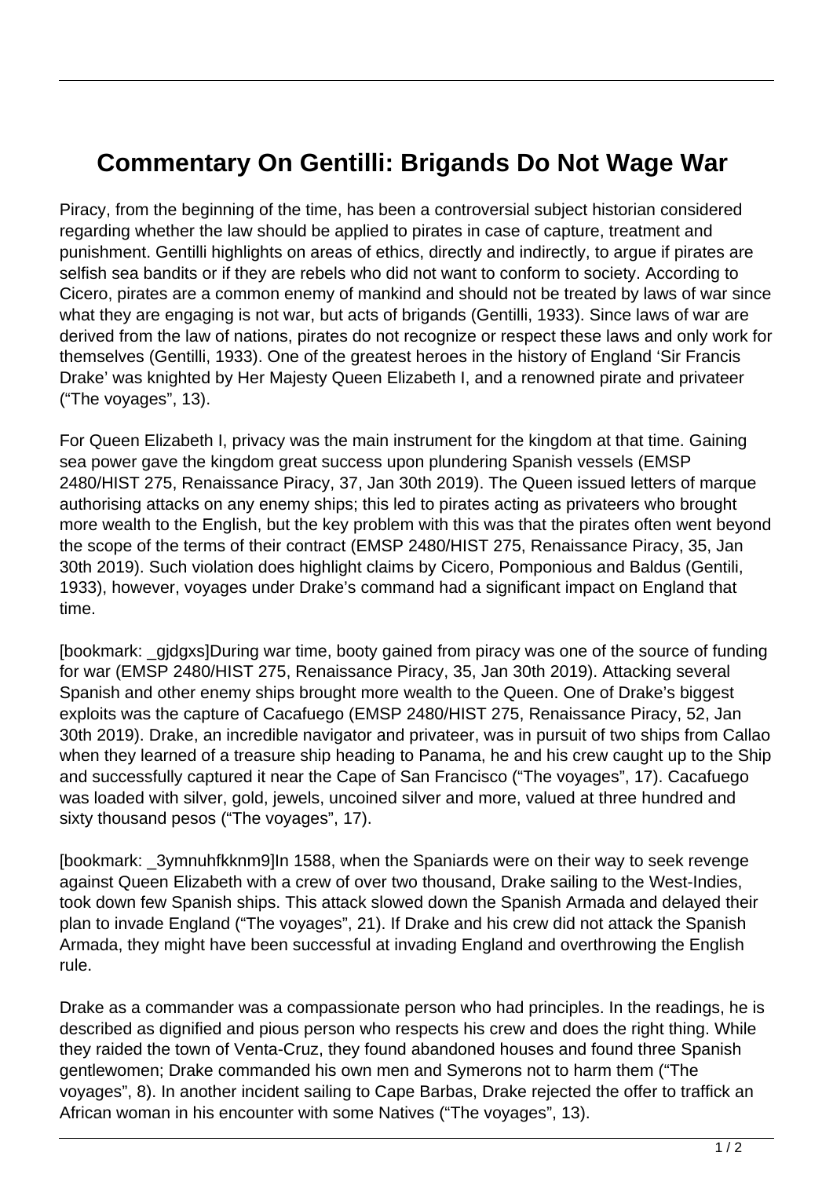# Commentary On Gentilli: Brigands Do Not Wage War

Piracy, from the beginning of the time, has been a controversial subject historian considered regarding whether the law should be applied to pirates in case of capture, treatment and punishment. Gentilli highlights on areas of ethics, directly and indirectly, to argue if pirates are selfish sea bandits or if they are rebels who did not want to conform to society. According to Cicero, pirates are a common enemy of mankind and should not be treated by laws of war since what they are engaging is not war, but acts of brigands (Gentilli, 1933). Since laws of war are derived from the law of nations, pirates do not recognize or respect these laws and only work for themselves (Gentilli, 1933). One of the greatest heroes in the history of England 'Sir Francis Drake' was knighted by Her Majesty Queen Elizabeth I, and a renowned pirate and privateer ("The voyages", 13).

For Queen Elizabeth I, privacy was the main instrument for the kingdom at that time. Gaining sea power gave the kingdom great success upon plundering Spanish vessels (EMSP 2480/HIST 275, Renaissance Piracy, 37, Jan 30th 2019). The Queen issued letters of marque authorising attacks on any enemy ships; this led to pirates acting as privateers who brought more wealth to the English, but the key problem with this was that the pirates often went beyond the scope of the terms of their contract (EMSP 2480/HIST 275, Renaissance Piracy, 35, Jan 30th 2019). Such violation does highlight claims by Cicero, Pomponious and Baldus (Gentili, 1933), however, voyages under Drake's command had a significant impact on England that time.

[bookmark: _gjdgxs]During war time, booty gained from piracy was one of the source of funding for war (EMSP 2480/HIST 275, Renaissance Piracy, 35, Jan 30th 2019). Attacking several Spanish and other enemy ships brought more wealth to the Queen. One of Drake's biggest exploits was the capture of Cacafuego (EMSP 2480/HIST 275, Renaissance Piracy, 52, Jan 30th 2019). Drake, an incredible navigator and privateer, was in pursuit of two ships from Callao when they learned of a treasure ship heading to Panama, he and his crew caught up to the Ship and successfully captured it near the Cape of San Francisco ("The voyages", 17). Cacafuego was loaded with silver, gold, jewels, uncoined silver and more, valued at three hundred and sixty thousand pesos ("The voyages", 17).

[bookmark: _3ymnuhfkknm9]In 1588, when the Spaniards were on their way to seek revenge against Queen Elizabeth with a crew of over two thousand, Drake sailing to the West-Indies, took down few Spanish ships. This attack slowed down the Spanish Armada and delayed their plan to invade England ("The voyages", 21). If Drake and his crew did not attack the Spanish Armada, they might have been successful at invading England and overthrowing the English rule.

Drake as a commander was a compassionate person who had principles. In the readings, he is described as dignified and pious person who respects his crew and does the right thing. While they raided the town of Venta-Cruz, they found abandoned houses and found three Spanish gentlewomen; Drake commanded his own men and Symerons not to harm them ("The voyages", 8). In another incident sailing to Cape Barbas, Drake rejected the offer to traffick an African woman in his encounter with some Natives ("The voyages", 13).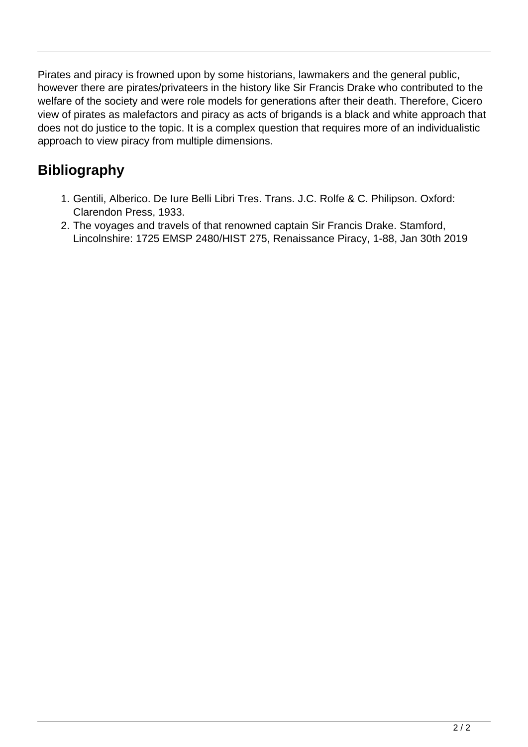Pirates and piracy is frowned upon by some historians, lawmakers and the general public, however there are pirates/privateers in the history like Sir Francis Drake who contributed to the welfare of the society and were role models for generations after their death. Therefore, Cicero view of pirates as malefactors and piracy as acts of brigands is a black and white approach that does not do justice to the topic. It is a complex question that requires more of an individualistic approach to view piracy from multiple dimensions.

## Bibliography

1. Gentili, Alberico. De Iure Belli Libri Tres. Trans. J.C. Rolfe & C. Philipson. Oxford: Clarendon Press, 1933.
2. The voyages and travels of that renowned captain Sir Francis Drake. Stamford, Lincolnshire: 1725 EMSP 2480/HIST 275, Renaissance Piracy, 1-88, Jan 30th 2019